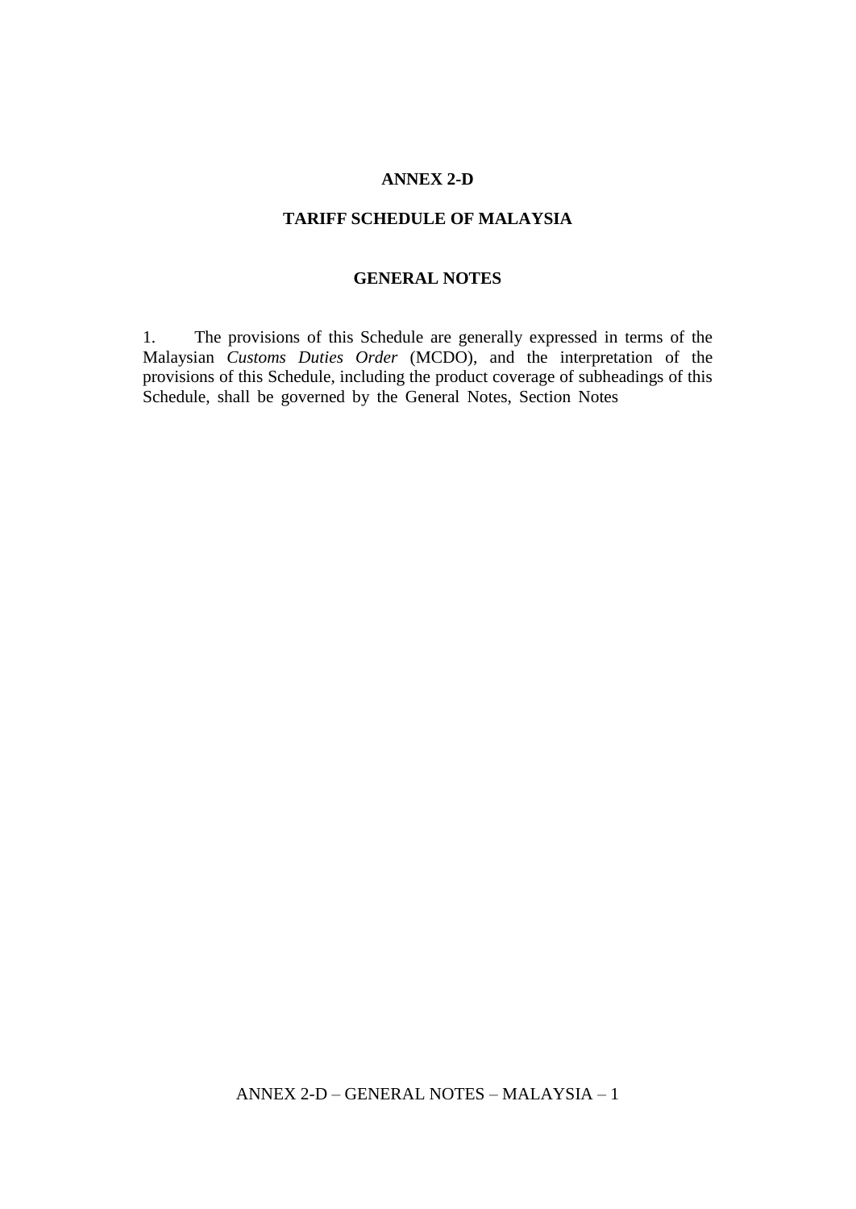# ANNEX 2-D

## TARIFF SCHEDULE OF MALAYSIA

### GENERAL NOTES

1. The provisions of this Schedule are generally expressed in terms of the Malaysian *Customs Duties Order* (MCDO), and the interpretation of the provisions of this Schedule, including the product coverage of subheadings of this Schedule, shall be governed by the General Notes, Section Notes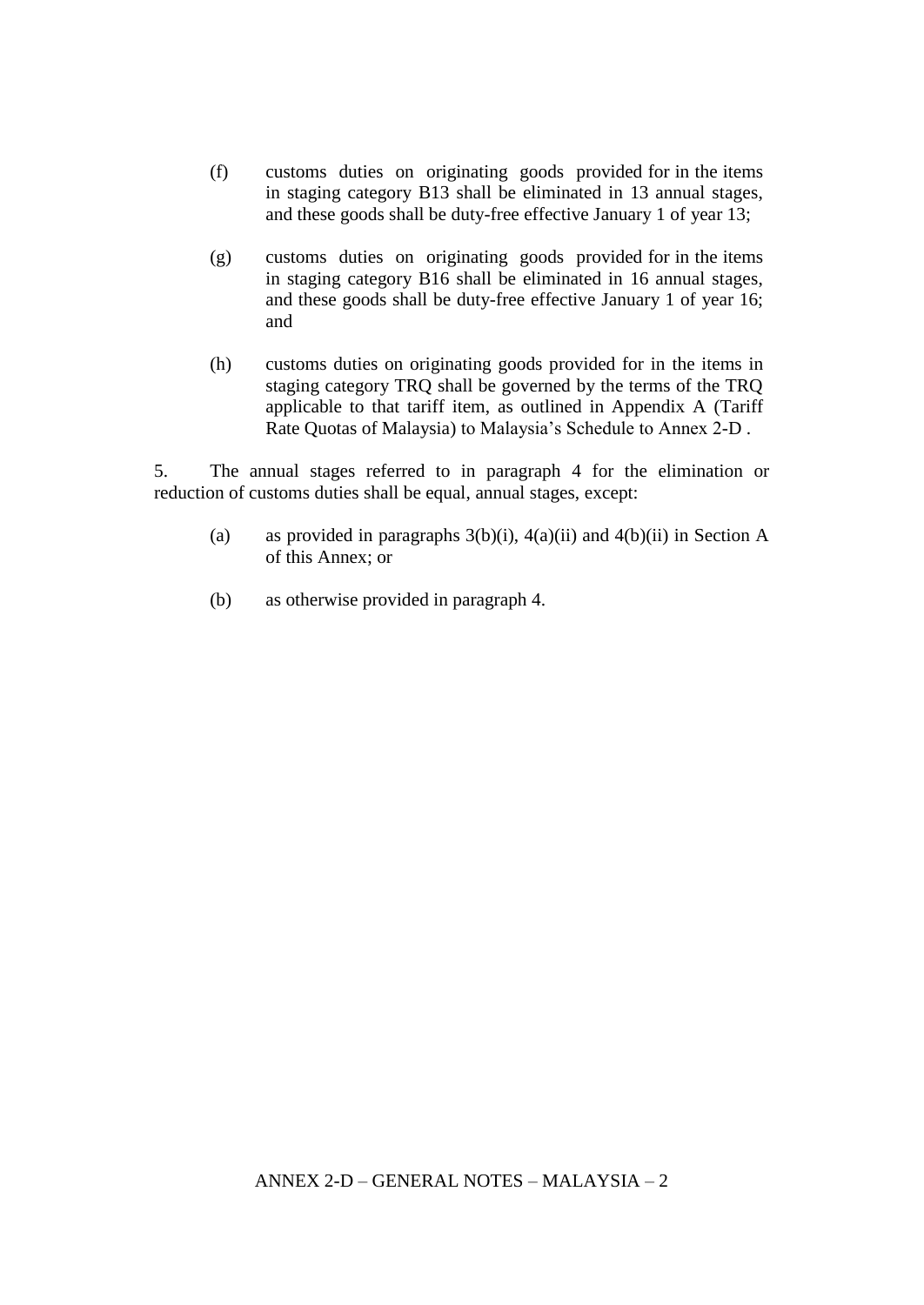(f) customs duties on originating goods provided for in the items in staging category B13 shall be eliminated in 13 annual stages, and these goods shall be duty-free effective January 1 of year 13;

(g) customs duties on originating goods provided for in the items in staging category B16 shall be eliminated in 16 annual stages, and these goods shall be duty-free effective January 1 of year 16; and

(h) customs duties on originating goods provided for in the items in staging category TRQ shall be governed by the terms of the TRQ applicable to that tariff item, as outlined in Appendix A (Tariff Rate Quotas of Malaysia) to Malaysia's Schedule to Annex 2-D .

5. The annual stages referred to in paragraph 4 for the elimination or reduction of customs duties shall be equal, annual stages, except:

(a) as provided in paragraphs 3(b)(i), 4(a)(ii) and 4(b)(ii) in Section A of this Annex; or

(b) as otherwise provided in paragraph 4.